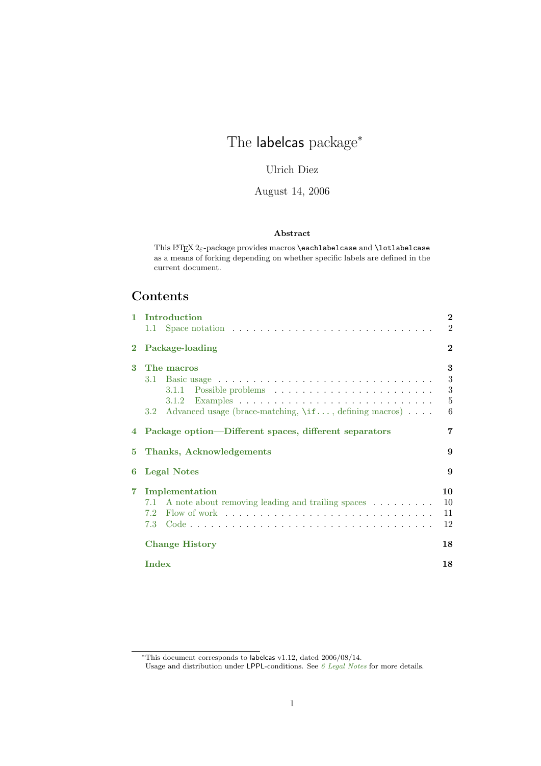# The labelcas package[*]

Ulrich Diez

August 14, 2006

**Abstract**

This LaTeX 2ε-package provides macros `\eachlabelcase` and `\lotlabelcase` as a means of forking depending on whether specific labels are defined in the current document.

## Contents

**1 Introduction** **2**
- 1.1 Space notation . . . . . 2

**2 Package-loading** **2**

**3 The macros** **3**
- 3.1 Basic usage . . . . . 3
  - 3.1.1 Possible problems . . . . . 3
  - 3.1.2 Examples . . . . . 5
- 3.2 Advanced usage (brace-matching, `\if`. . . , defining macros) . . . . 6

**4 Package option—Different spaces, different separators** **7**

**5 Thanks, Acknowledgements** **9**

**6 Legal Notes** **9**

**7 Implementation** **10**
- 7.1 A note about removing leading and trailing spaces . . . . . 10
- 7.2 Flow of work . . . . . 11
- 7.3 Code . . . . . 12

**Change History** **18**

**Index** **18**

---

[*] This document corresponds to labelcas v1.12, dated 2006/08/14.
Usage and distribution under LPPL-conditions. See *6 Legal Notes* for more details.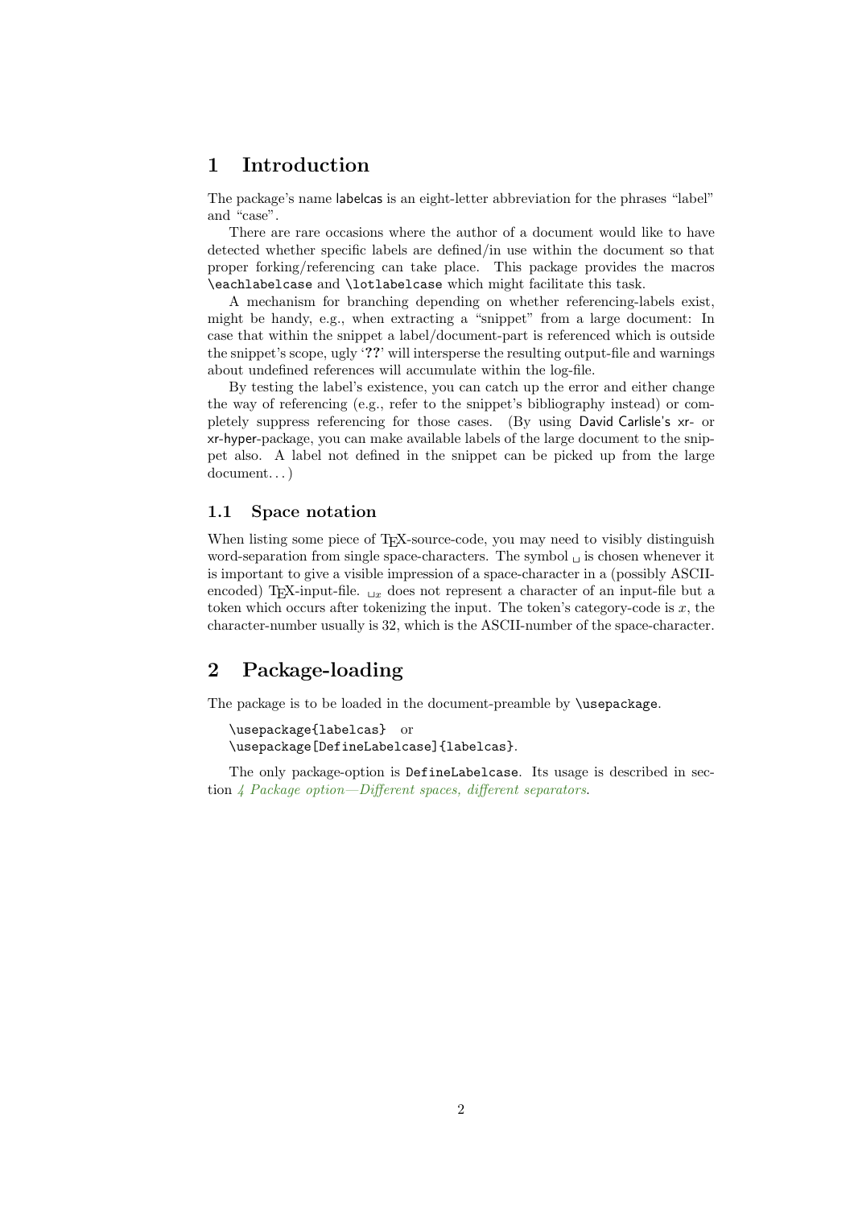## 1 Introduction

The package's name labelcas is an eight-letter abbreviation for the phrases "label" and "case".

There are rare occasions where the author of a document would like to have detected whether specific labels are defined/in use within the document so that proper forking/referencing can take place. This package provides the macros `\eachlabelcase` and `\lotlabelcase` which might facilitate this task.

A mechanism for branching depending on whether referencing-labels exist, might be handy, e.g., when extracting a "snippet" from a large document: In case that within the snippet a label/document-part is referenced which is outside the snippet's scope, ugly '**??**' will intersperse the resulting output-file and warnings about undefined references will accumulate within the log-file.

By testing the label's existence, you can catch up the error and either change the way of referencing (e.g., refer to the snippet's bibliography instead) or completely suppress referencing for those cases. (By using David Carlisle's xr- or xr-hyper-package, you can make available labels of the large document to the snippet also. A label not defined in the snippet can be picked up from the large document. . . )

### 1.1 Space notation

When listing some piece of TEX-source-code, you may need to visibly distinguish word-separation from single space-characters. The symbol ␣ is chosen whenever it is important to give a visible impression of a space-character in a (possibly ASCII-encoded) TEX-input-file. $␣_x$ does not represent a character of an input-file but a token which occurs after tokenizing the input. The token's category-code is $x$, the character-number usually is 32, which is the ASCII-number of the space-character.

## 2 Package-loading

The package is to be loaded in the document-preamble by `\usepackage`.

`\usepackage{labelcas}` or
`\usepackage[DefineLabelcase]{labelcas}`.

The only package-option is `DefineLabelcase`. Its usage is described in section *4 Package option—Different spaces, different separators*.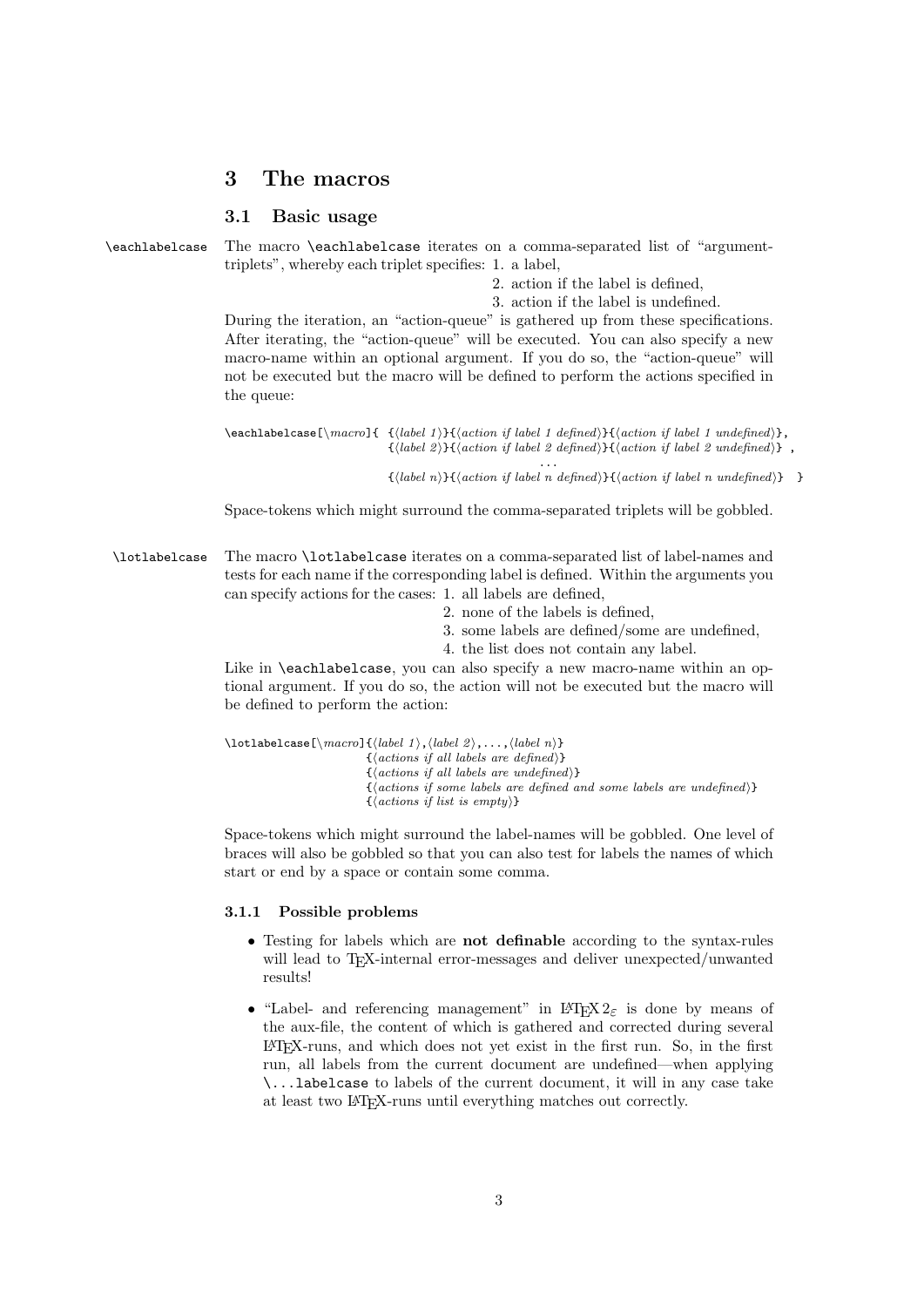## 3 The macros

### 3.1 Basic usage

`\eachlabelcase`

The macro `\eachlabelcase` iterates on a comma-separated list of "argument-triplets", whereby each triplet specifies:

1. a label,
2. action if the label is defined,
3. action if the label is undefined.

During the iteration, an "action-queue" is gathered up from these specifications. After iterating, the "action-queue" will be executed. You can also specify a new macro-name within an optional argument. If you do so, the "action-queue" will not be executed but the macro will be defined to perform the actions specified in the queue:

```
\eachlabelcase[\⟨macro⟩]{ {⟨label 1⟩}{⟨action if label 1 defined⟩}{⟨action if label 1 undefined⟩},
                          {⟨label 2⟩}{⟨action if label 2 defined⟩}{⟨action if label 2 undefined⟩} ,
                                                         ...
                          {⟨label n⟩}{⟨action if label n defined⟩}{⟨action if label n undefined⟩}  }
```

Space-tokens which might surround the comma-separated triplets will be gobbled.

`\lotlabelcase`

The macro `\lotlabelcase` iterates on a comma-separated list of label-names and tests for each name if the corresponding label is defined. Within the arguments you can specify actions for the cases:

1. all labels are defined,
2. none of the labels is defined,
3. some labels are defined/some are undefined,
4. the list does not contain any label.

Like in `\eachlabelcase`, you can also specify a new macro-name within an optional argument. If you do so, the action will not be executed but the macro will be defined to perform the action:

```
\lotlabelcase[\⟨macro⟩]{⟨label 1⟩,⟨label 2⟩,...,⟨label n⟩}
                       {⟨actions if all labels are defined⟩}
                       {⟨actions if all labels are undefined⟩}
                       {⟨actions if some labels are defined and some labels are undefined⟩}
                       {⟨actions if list is empty⟩}
```

Space-tokens which might surround the label-names will be gobbled. One level of braces will also be gobbled so that you can also test for labels the names of which start or end by a space or contain some comma.

#### 3.1.1 Possible problems

- Testing for labels which are **not definable** according to the syntax-rules will lead to TeX-internal error-messages and deliver unexpected/unwanted results!
- "Label- and referencing management" in LaTeX $2_\varepsilon$ is done by means of the aux-file, the content of which is gathered and corrected during several LaTeX-runs, and which does not yet exist in the first run. So, in the first run, all labels from the current document are undefined—when applying `\...labelcase` to labels of the current document, it will in any case take at least two LaTeX-runs until everything matches out correctly.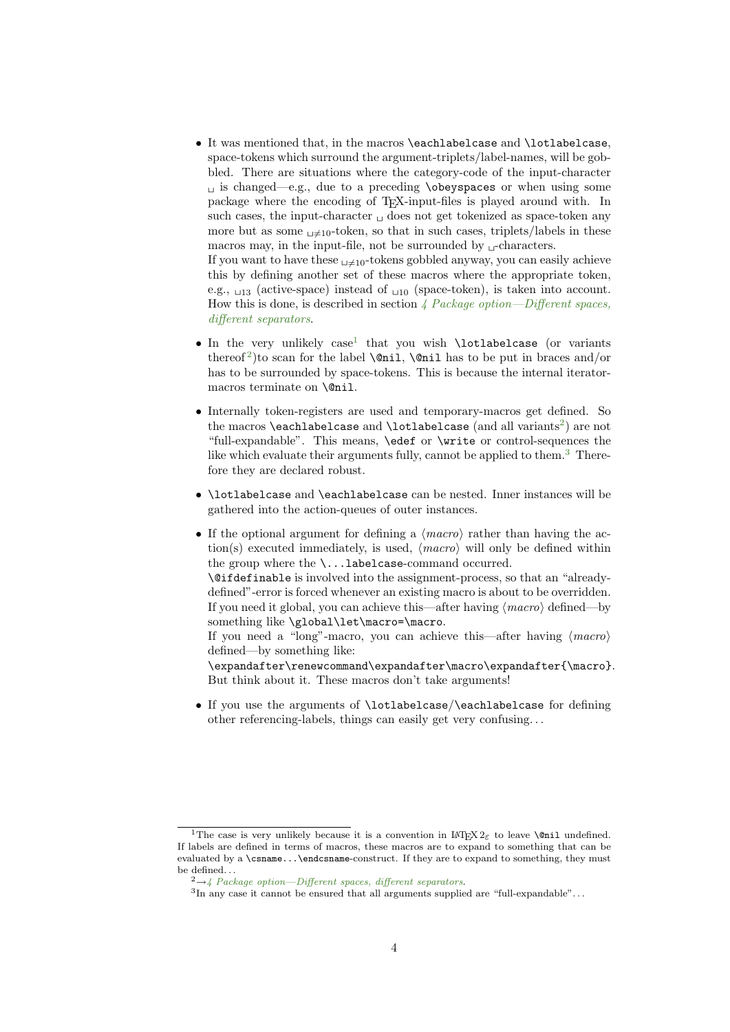- It was mentioned that, in the macros `\eachlabelcase` and `\lotlabelcase`, space-tokens which surround the argument-triplets/label-names, will be gobbled. There are situations where the category-code of the input-character ␣ is changed—e.g., due to a preceding `\obeyspaces` or when using some package where the encoding of TeX-input-files is played around with. In such cases, the input-character ␣ does not get tokenized as space-token any more but as some ␣$_{\neq 10}$-token, so that in such cases, triplets/labels in these macros may, in the input-file, not be surrounded by ␣-characters.
  If you want to have these ␣$_{\neq 10}$-tokens gobbled anyway, you can easily achieve this by defining another set of these macros where the appropriate token, e.g., ␣$_{13}$ (active-space) instead of ␣$_{10}$ (space-token), is taken into account. How this is done, is described in section *4 Package option—Different spaces, different separators*.

- In the very unlikely case[1] that you wish `\lotlabelcase` (or variants thereof[2])to scan for the label `\@nil`, `\@nil` has to be put in braces and/or has to be surrounded by space-tokens. This is because the internal iterator-macros terminate on `\@nil`.

- Internally token-registers are used and temporary-macros get defined. So the macros `\eachlabelcase` and `\lotlabelcase` (and all variants[2]) are not "full-expandable". This means, `\edef` or `\write` or control-sequences the like which evaluate their arguments fully, cannot be applied to them.[3] Therefore they are declared robust.

- `\lotlabelcase` and `\eachlabelcase` can be nested. Inner instances will be gathered into the action-queues of outer instances.

- If the optional argument for defining a ⟨*macro*⟩ rather than having the action(s) executed immediately, is used, ⟨*macro*⟩ will only be defined within the group where the `\...labelcase`-command occurred.
  `\@ifdefinable` is involved into the assignment-process, so that an "already-defined"-error is forced whenever an existing macro is about to be overridden.
  If you need it global, you can achieve this—after having ⟨*macro*⟩ defined—by something like `\global\let\macro=\macro`.
  If you need a "long"-macro, you can achieve this—after having ⟨*macro*⟩ defined—by something like:
  `\expandafter\renewcommand\expandafter\macro\expandafter{\macro}`.
  But think about it. These macros don't take arguments!

- If you use the arguments of `\lotlabelcase`/`\eachlabelcase` for defining other referencing-labels, things can easily get very confusing...

---

[1] The case is very unlikely because it is a convention in LaTeX 2$_\varepsilon$ to leave `\@nil` undefined. If labels are defined in terms of macros, these macros are to expand to something that can be evaluated by a `\csname...\endcsname`-construct. If they are to expand to something, they must be defined...

[2] →*4 Package option—Different spaces, different separators*.

[3] In any case it cannot be ensured that all arguments supplied are "full-expandable"...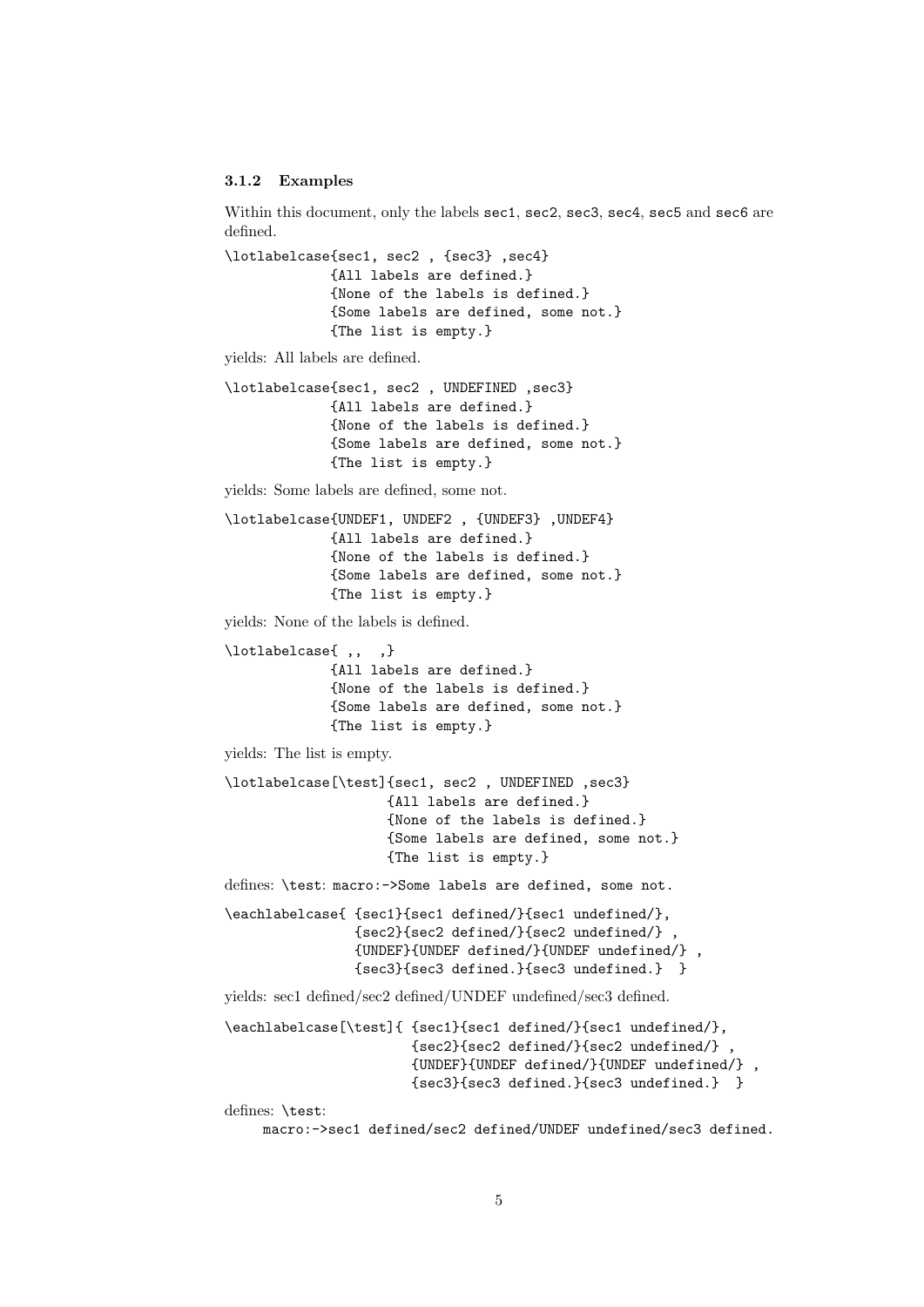### 3.1.2 Examples

Within this document, only the labels `sec1`, `sec2`, `sec3`, `sec4`, `sec5` and `sec6` are defined.

```
\lotlabelcase{sec1, sec2 , {sec3} ,sec4}
             {All labels are defined.}
             {None of the labels is defined.}
             {Some labels are defined, some not.}
             {The list is empty.}
```

yields: All labels are defined.

```
\lotlabelcase{sec1, sec2 , UNDEFINED ,sec3}
             {All labels are defined.}
             {None of the labels is defined.}
             {Some labels are defined, some not.}
             {The list is empty.}
```

yields: Some labels are defined, some not.

```
\lotlabelcase{UNDEF1, UNDEF2 , {UNDEF3} ,UNDEF4}
             {All labels are defined.}
             {None of the labels is defined.}
             {Some labels are defined, some not.}
             {The list is empty.}
```

yields: None of the labels is defined.

```
\lotlabelcase{ ,,  ,}
             {All labels are defined.}
             {None of the labels is defined.}
             {Some labels are defined, some not.}
             {The list is empty.}
```

yields: The list is empty.

```
\lotlabelcase[\test]{sec1, sec2 , UNDEFINED ,sec3}
                    {All labels are defined.}
                    {None of the labels is defined.}
                    {Some labels are defined, some not.}
                    {The list is empty.}
```

defines: `\test`: `macro:->Some labels are defined, some not.`

```
\eachlabelcase{ {sec1}{sec1 defined/}{sec1 undefined/},
                {sec2}{sec2 defined/}{sec2 undefined/} ,
                {UNDEF}{UNDEF defined/}{UNDEF undefined/} ,
                {sec3}{sec3 defined.}{sec3 undefined.}  }
```

yields: sec1 defined/sec2 defined/UNDEF undefined/sec3 defined.

```
\eachlabelcase[\test]{ {sec1}{sec1 defined/}{sec1 undefined/},
                       {sec2}{sec2 defined/}{sec2 undefined/} ,
                       {UNDEF}{UNDEF defined/}{UNDEF undefined/} ,
                       {sec3}{sec3 defined.}{sec3 undefined.}  }
```

defines: `\test`:

`macro:->sec1 defined/sec2 defined/UNDEF undefined/sec3 defined.`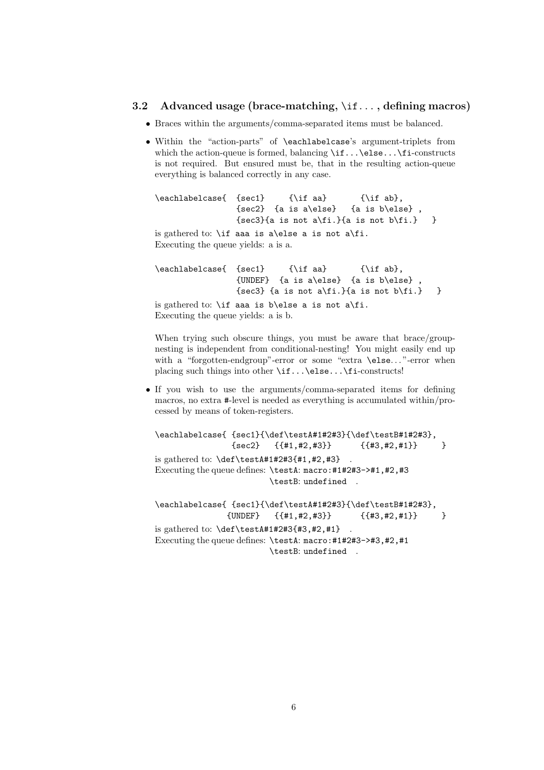### 3.2 Advanced usage (brace-matching, `\if`..., defining macros)

- Braces within the arguments/comma-separated items must be balanced.
- Within the "action-parts" of `\eachlabelcase`'s argument-triplets from which the action-queue is formed, balancing `\if...\else...\fi`-constructs is not required. But ensured must be, that in the resulting action-queue everything is balanced correctly in any case.

  ```
  \eachlabelcase{  {sec1}     {\if aa}       {\if ab},
                   {sec2}  {a is a\else}   {a is b\else} ,
                   {sec3}{a is not a\fi.}{a is not b\fi.}   }
  ```

  is gathered to: `\if aaa is a\else a is not a\fi.`
  Executing the queue yields: a is a.

  ```
  \eachlabelcase{  {sec1}     {\if aa}       {\if ab},
                   {UNDEF}  {a is a\else}  {a is b\else} ,
                   {sec3} {a is not a\fi.}{a is not b\fi.}   }
  ```

  is gathered to: `\if aaa is b\else a is not a\fi.`
  Executing the queue yields: a is b.

  When trying such obscure things, you must be aware that brace/group-nesting is independent from conditional-nesting! You might easily end up with a "forgotten-endgroup"-error or some "extra `\else`..."-error when placing such things into other `\if...\else...\fi`-constructs!

- If you wish to use the arguments/comma-separated items for defining macros, no extra #-level is needed as everything is accumulated within/processed by means of token-registers.

  ```
  \eachlabelcase{ {sec1}{\def\testA#1#2#3}{\def\testB#1#2#3},
                  {sec2}   {{#1,#2,#3}}      {{#3,#2,#1}}     }
  ```

  is gathered to: `\def\testA#1#2#3{#1,#2,#3}` .
  Executing the queue defines: `\testA`: `macro:#1#2#3->#1,#2,#3`
  `\testB`: `undefined` .

  ```
  \eachlabelcase{ {sec1}{\def\testA#1#2#3}{\def\testB#1#2#3},
                 {UNDEF}   {{#1,#2,#3}}      {{#3,#2,#1}}     }
  ```

  is gathered to: `\def\testA#1#2#3{#3,#2,#1}` .
  Executing the queue defines: `\testA`: `macro:#1#2#3->#3,#2,#1`
  `\testB`: `undefined` .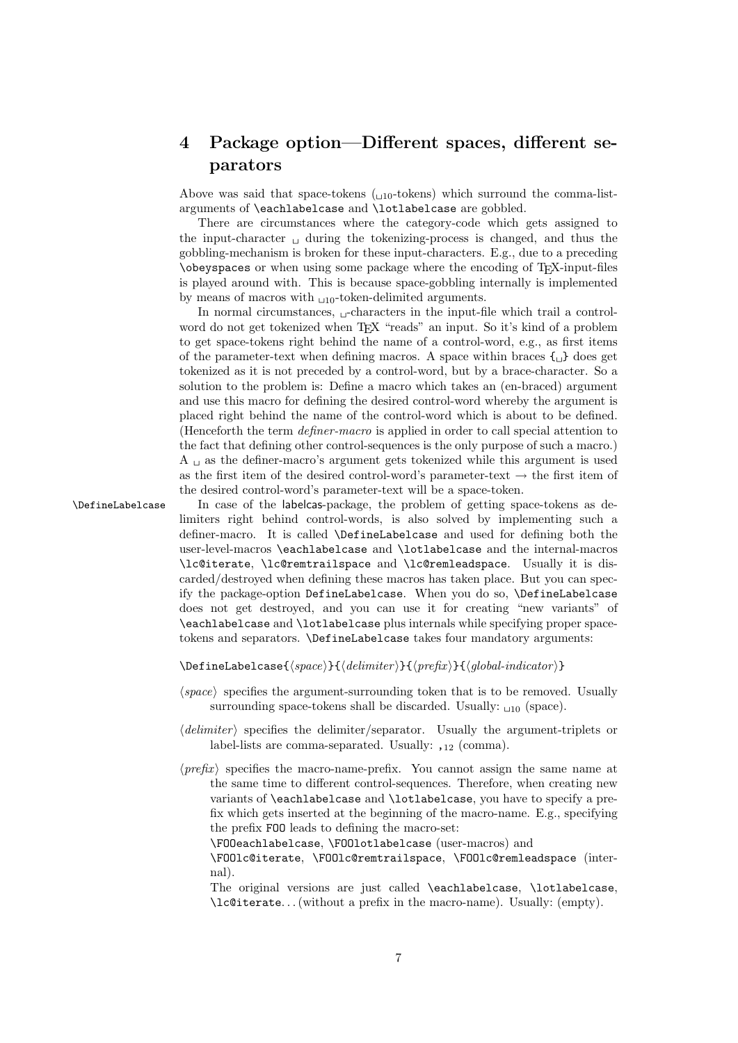# 4 Package option—Different spaces, different separators

Above was said that space-tokens ($\sqcup_{10}$-tokens) which surround the comma-list-arguments of `\eachlabelcase` and `\lotlabelcase` are gobbled.

There are circumstances where the category-code which gets assigned to the input-character ␣ during the tokenizing-process is changed, and thus the gobbling-mechanism is broken for these input-characters. E.g., due to a preceding `\obeyspaces` or when using some package where the encoding of TeX-input-files is played around with. This is because space-gobbling internally is implemented by means of macros with $\sqcup_{10}$-token-delimited arguments.

In normal circumstances, ␣-characters in the input-file which trail a control-word do not get tokenized when TeX "reads" an input. So it's kind of a problem to get space-tokens right behind the name of a control-word, e.g., as first items of the parameter-text when defining macros. A space within braces `{␣}` does get tokenized as it is not preceded by a control-word, but by a brace-character. So a solution to the problem is: Define a macro which takes an (en-braced) argument and use this macro for defining the desired control-word whereby the argument is placed right behind the name of the control-word which is about to be defined. (Henceforth the term *definer-macro* is applied in order to call special attention to the fact that defining other control-sequences is the only purpose of such a macro.) A ␣ as the definer-macro's argument gets tokenized while this argument is used as the first item of the desired control-word's parameter-text → the first item of the desired control-word's parameter-text will be a space-token.

`\DefineLabelcase`

In case of the labelcas-package, the problem of getting space-tokens as delimiters right behind control-words, is also solved by implementing such a definer-macro. It is called `\DefineLabelcase` and used for defining both the user-level-macros `\eachlabelcase` and `\lotlabelcase` and the internal-macros `\lc@iterate`, `\lc@remtrailspace` and `\lc@remleadspace`. Usually it is discarded/destroyed when defining these macros has taken place. But you can specify the package-option `DefineLabelcase`. When you do so, `\DefineLabelcase` does not get destroyed, and you can use it for creating "new variants" of `\eachlabelcase` and `\lotlabelcase` plus internals while specifying proper space-tokens and separators. `\DefineLabelcase` takes four mandatory arguments:

`\DefineLabelcase{`⟨*space*⟩`}{`⟨*delimiter*⟩`}{`⟨*prefix*⟩`}{`⟨*global-indicator*⟩`}`

⟨*space*⟩ specifies the argument-surrounding token that is to be removed. Usually surrounding space-tokens shall be discarded. Usually: $\sqcup_{10}$ (space).

⟨*delimiter*⟩ specifies the delimiter/separator. Usually the argument-triplets or label-lists are comma-separated. Usually: $,_{12}$ (comma).

⟨*prefix*⟩ specifies the macro-name-prefix. You cannot assign the same name at the same time to different control-sequences. Therefore, when creating new variants of `\eachlabelcase` and `\lotlabelcase`, you have to specify a prefix which gets inserted at the beginning of the macro-name. E.g., specifying the prefix `FOO` leads to defining the macro-set:
`\FOOeachlabelcase`, `\FOOlotlabelcase` (user-macros) and
`\FOOlc@iterate`, `\FOOlc@remtrailspace`, `\FOOlc@remleadspace` (internal).
The original versions are just called `\eachlabelcase`, `\lotlabelcase`, `\lc@iterate`... (without a prefix in the macro-name). Usually: (empty).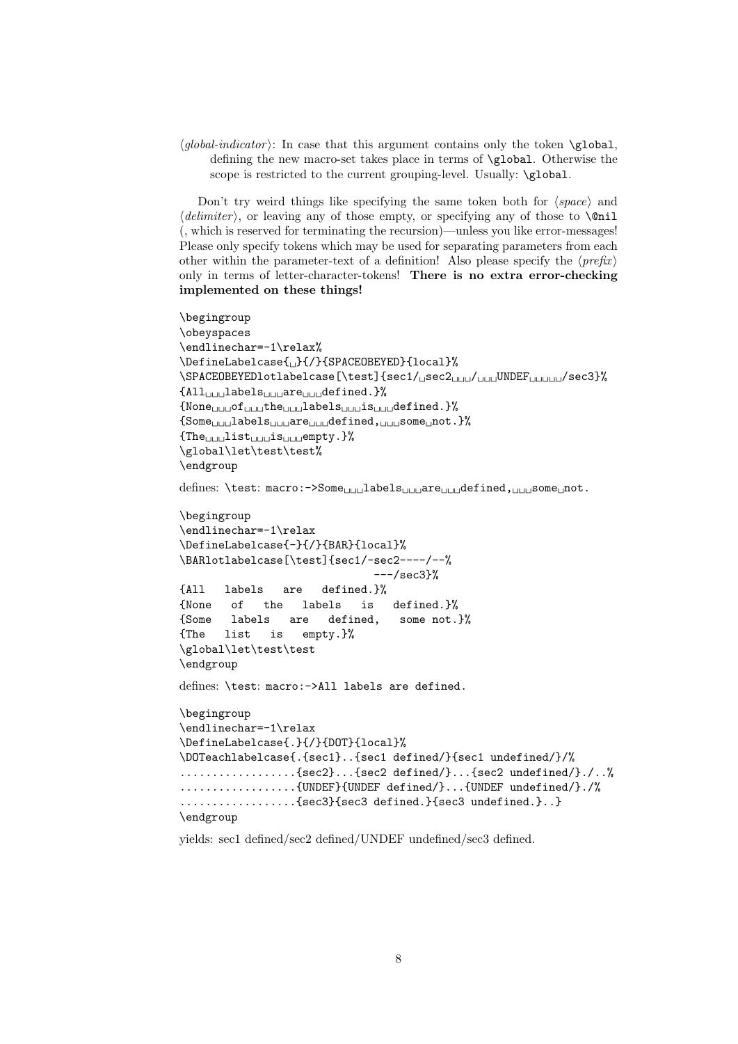⟨*global-indicator*⟩: In case that this argument contains only the token `\global`, defining the new macro-set takes place in terms of `\global`. Otherwise the scope is restricted to the current grouping-level. Usually: `\global`.

Don't try weird things like specifying the same token both for ⟨*space*⟩ and ⟨*delimiter*⟩, or leaving any of those empty, or specifying any of those to `\@nil` (, which is reserved for terminating the recursion)—unless you like error-messages! Please only specify tokens which may be used for separating parameters from each other within the parameter-text of a definition! Also please specify the ⟨*prefix*⟩ only in terms of letter-character-tokens! **There is no extra error-checking implemented on these things!**

```
\begingroup
\obeyspaces
\endlinechar=-1\relax%
\DefineLabelcase{␣}{/}{SPACEOBEYED}{local}%
\SPACEOBEYEDlotlabelcase[\test]{sec1/␣sec2␣␣␣/␣␣␣UNDEF␣␣␣␣␣/sec3}%
{All␣␣␣labels␣␣␣are␣␣␣defined.}%
{None␣␣␣of␣␣␣the␣␣␣labels␣␣␣is␣␣␣defined.}%
{Some␣␣␣labels␣␣␣are␣␣␣defined,␣␣␣some␣not.}%
{The␣␣␣list␣␣␣is␣␣␣empty.}%
\global\let\test\test%
\endgroup
```

defines: `\test`: `macro:->Some␣␣␣labels␣␣␣are␣␣␣defined,␣␣␣some␣not.`

```
\begingroup
\endlinechar=-1\relax
\DefineLabelcase{-}{/}{BAR}{local}%
\BARlotlabelcase[\test]{sec1/-sec2----/--%
                             ---/sec3}%
{All   labels   are   defined.}%
{None   of   the   labels   is   defined.}%
{Some   labels   are   defined,   some not.}%
{The   list   is   empty.}%
\global\let\test\test
\endgroup
```

defines: `\test`: `macro:->All labels are defined.`

```
\begingroup
\endlinechar=-1\relax
\DefineLabelcase{.}{/}{DOT}{local}%
\DOTeachlabelcase{.{sec1}..{sec1 defined/}{sec1 undefined/}/%
..................{sec2}...{sec2 defined/}...{sec2 undefined/}./..%
..................{UNDEF}{UNDEF defined/}...{UNDEF undefined/}./%
..................{sec3}{sec3 defined.}{sec3 undefined.}..}
\endgroup
```

yields: sec1 defined/sec2 defined/UNDEF undefined/sec3 defined.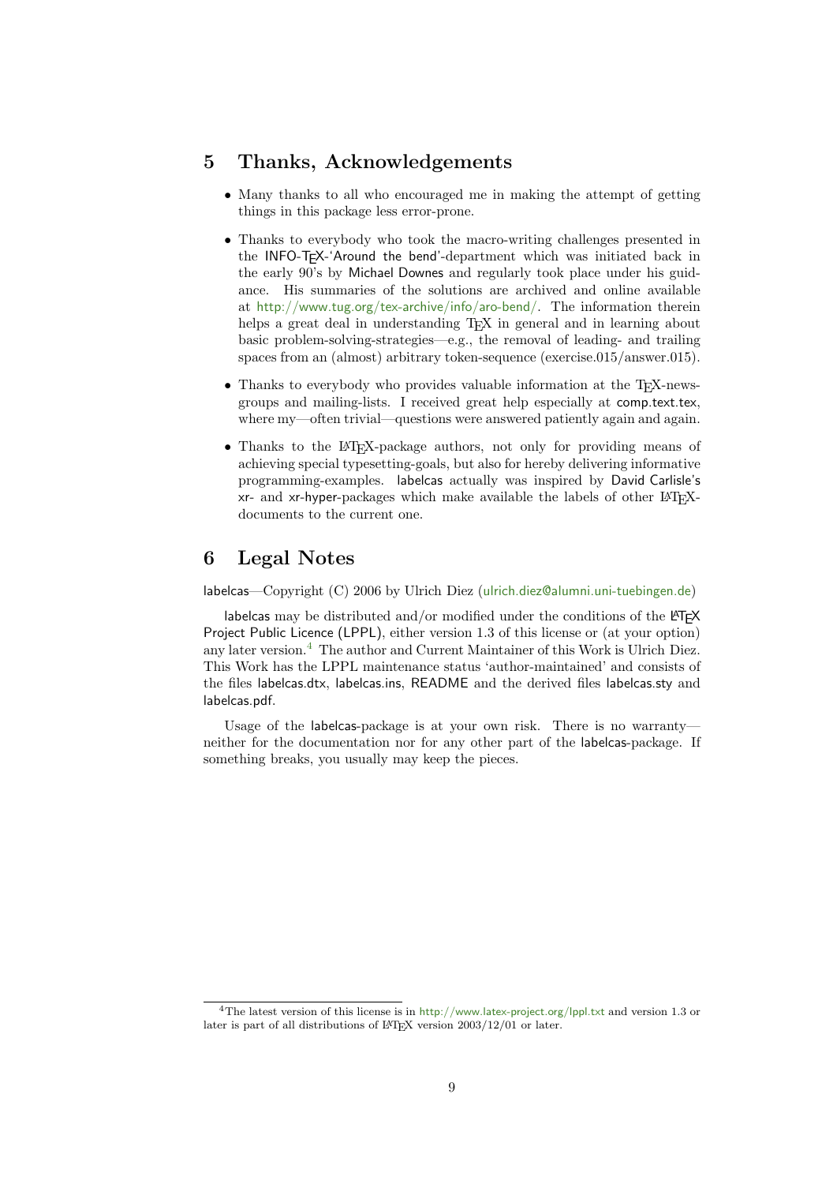## 5 Thanks, Acknowledgements

- Many thanks to all who encouraged me in making the attempt of getting things in this package less error-prone.
- Thanks to everybody who took the macro-writing challenges presented in the INFO-TEX-'Around the bend'-department which was initiated back in the early 90's by Michael Downes and regularly took place under his guidance. His summaries of the solutions are archived and online available at http://www.tug.org/tex-archive/info/aro-bend/. The information therein helps a great deal in understanding TEX in general and in learning about basic problem-solving-strategies—e.g., the removal of leading- and trailing spaces from an (almost) arbitrary token-sequence (exercise.015/answer.015).
- Thanks to everybody who provides valuable information at the TEX-newsgroups and mailing-lists. I received great help especially at comp.text.tex, where my—often trivial—questions were answered patiently again and again.
- Thanks to the LATEX-package authors, not only for providing means of achieving special typesetting-goals, but also for hereby delivering informative programming-examples. labelcas actually was inspired by David Carlisle's xr- and xr-hyper-packages which make available the labels of other LATEX-documents to the current one.

## 6 Legal Notes

labelcas—Copyright (C) 2006 by Ulrich Diez (ulrich.diez@alumni.uni-tuebingen.de)

labelcas may be distributed and/or modified under the conditions of the LATEX Project Public Licence (LPPL), either version 1.3 of this license or (at your option) any later version.[4] The author and Current Maintainer of this Work is Ulrich Diez. This Work has the LPPL maintenance status 'author-maintained' and consists of the files labelcas.dtx, labelcas.ins, README and the derived files labelcas.sty and labelcas.pdf.

Usage of the labelcas-package is at your own risk. There is no warranty—neither for the documentation nor for any other part of the labelcas-package. If something breaks, you usually may keep the pieces.

[4] The latest version of this license is in http://www.latex-project.org/lppl.txt and version 1.3 or later is part of all distributions of LATEX version 2003/12/01 or later.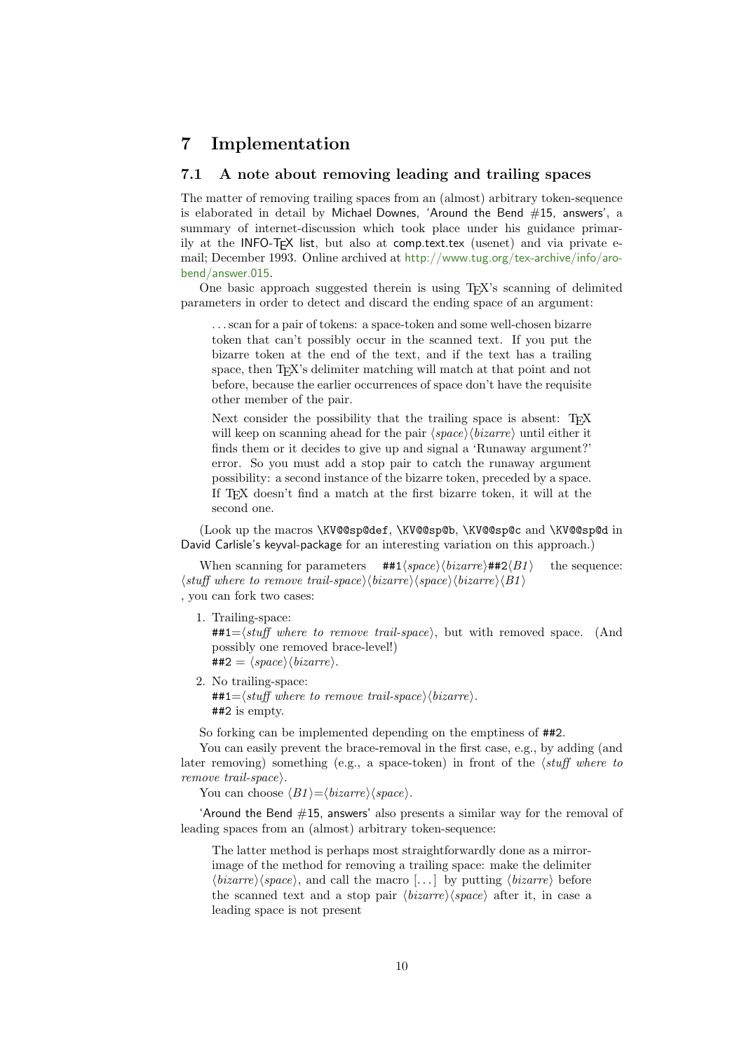# 7 Implementation

## 7.1 A note about removing leading and trailing spaces

The matter of removing trailing spaces from an (almost) arbitrary token-sequence is elaborated in detail by Michael Downes, 'Around the Bend #15, answers', a summary of internet-discussion which took place under his guidance primarily at the INFO-TEX list, but also at comp.text.tex (usenet) and via private e-mail; December 1993. Online archived at http://www.tug.org/tex-archive/info/aro-bend/answer.015.

One basic approach suggested therein is using TEX's scanning of delimited parameters in order to detect and discard the ending space of an argument:

> . . . scan for a pair of tokens: a space-token and some well-chosen bizarre token that can't possibly occur in the scanned text. If you put the bizarre token at the end of the text, and if the text has a trailing space, then TEX's delimiter matching will match at that point and not before, because the earlier occurrences of space don't have the requisite other member of the pair.
>
> Next consider the possibility that the trailing space is absent: TEX will keep on scanning ahead for the pair ⟨*space*⟩⟨*bizarre*⟩ until either it finds them or it decides to give up and signal a 'Runaway argument?' error. So you must add a stop pair to catch the runaway argument possibility: a second instance of the bizarre token, preceded by a space. If TEX doesn't find a match at the first bizarre token, it will at the second one.

(Look up the macros `\KV@@sp@def`, `\KV@@sp@b`, `\KV@@sp@c` and `\KV@@sp@d` in David Carlisle's keyval-package for an interesting variation on this approach.)

When scanning for parameters `##1`⟨*space*⟩⟨*bizarre*⟩`##2`⟨*B1*⟩ the sequence: ⟨*stuff where to remove trail-space*⟩⟨*bizarre*⟩⟨*space*⟩⟨*bizarre*⟩⟨*B1*⟩ , you can fork two cases:

1. Trailing-space:
   `##1`=⟨*stuff where to remove trail-space*⟩, but with removed space. (And possibly one removed brace-level!)
   `##2` = ⟨*space*⟩⟨*bizarre*⟩.
2. No trailing-space:
   `##1`=⟨*stuff where to remove trail-space*⟩⟨*bizarre*⟩.
   `##2` is empty.

So forking can be implemented depending on the emptiness of `##2`.

You can easily prevent the brace-removal in the first case, e.g., by adding (and later removing) something (e.g., a space-token) in front of the ⟨*stuff where to remove trail-space*⟩.

You can choose ⟨*B1*⟩=⟨*bizarre*⟩⟨*space*⟩.

'Around the Bend #15, answers' also presents a similar way for the removal of leading spaces from an (almost) arbitrary token-sequence:

> The latter method is perhaps most straightforwardly done as a mirror-image of the method for removing a trailing space: make the delimiter ⟨*bizarre*⟩⟨*space*⟩, and call the macro [. . . ] by putting ⟨*bizarre*⟩ before the scanned text and a stop pair ⟨*bizarre*⟩⟨*space*⟩ after it, in case a leading space is not present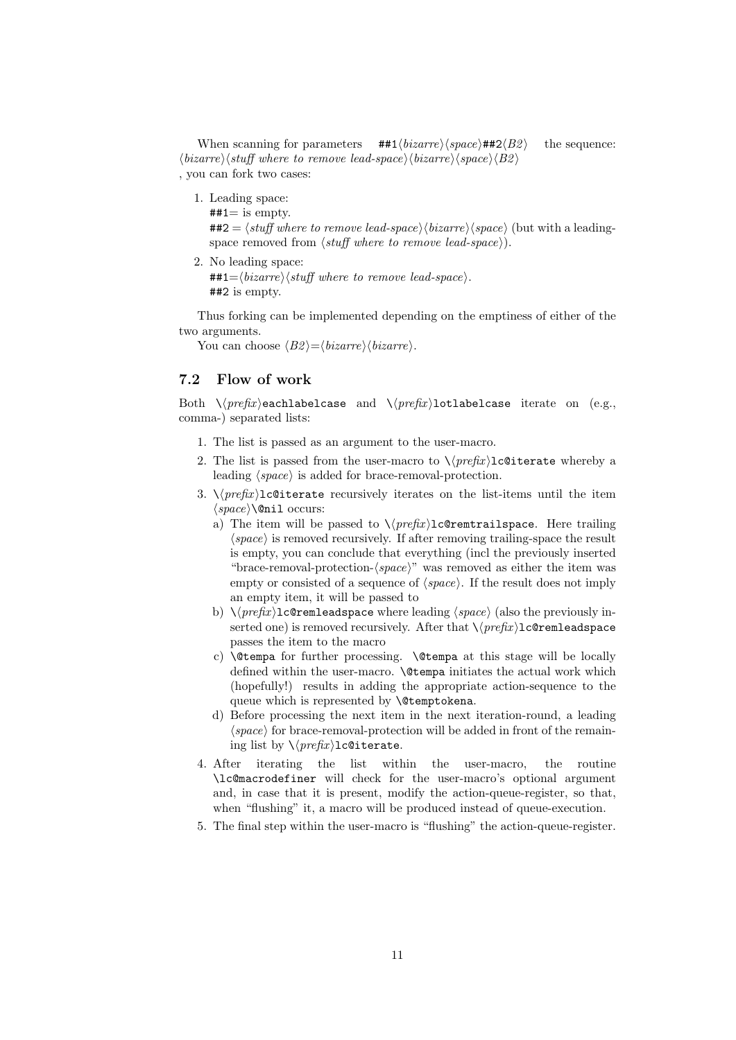When scanning for parameters `##1`⟨*bizarre*⟩⟨*space*⟩`##2`⟨*B2*⟩ the sequence: ⟨*bizarre*⟩⟨*stuff where to remove lead-space*⟩⟨*bizarre*⟩⟨*space*⟩⟨*B2*⟩
, you can fork two cases:

1. Leading space:
   `##1`= is empty.
   `##2` = ⟨*stuff where to remove lead-space*⟩⟨*bizarre*⟩⟨*space*⟩ (but with a leading-space removed from ⟨*stuff where to remove lead-space*⟩).
2. No leading space:
   `##1`=⟨*bizarre*⟩⟨*stuff where to remove lead-space*⟩.
   `##2` is empty.

Thus forking can be implemented depending on the emptiness of either of the two arguments.

You can choose ⟨*B2*⟩=⟨*bizarre*⟩⟨*bizarre*⟩.

### 7.2 Flow of work

Both `\`⟨*prefix*⟩`eachlabelcase` and `\`⟨*prefix*⟩`lotlabelcase` iterate on (e.g., comma-) separated lists:

1. The list is passed as an argument to the user-macro.
2. The list is passed from the user-macro to `\`⟨*prefix*⟩`lc@iterate` whereby a leading ⟨*space*⟩ is added for brace-removal-protection.
3. `\`⟨*prefix*⟩`lc@iterate` recursively iterates on the list-items until the item ⟨*space*⟩`\@nil` occurs:
   a) The item will be passed to `\`⟨*prefix*⟩`lc@remtrailspace`. Here trailing ⟨*space*⟩ is removed recursively. If after removing trailing-space the result is empty, you can conclude that everything (incl the previously inserted "brace-removal-protection-⟨*space*⟩" was removed as either the item was empty or consisted of a sequence of ⟨*space*⟩. If the result does not imply an empty item, it will be passed to
   b) `\`⟨*prefix*⟩`lc@remleadspace` where leading ⟨*space*⟩ (also the previously inserted one) is removed recursively. After that `\`⟨*prefix*⟩`lc@remleadspace` passes the item to the macro
   c) `\@tempa` for further processing. `\@tempa` at this stage will be locally defined within the user-macro. `\@tempa` initiates the actual work which (hopefully!) results in adding the appropriate action-sequence to the queue which is represented by `\@temptokena`.
   d) Before processing the next item in the next iteration-round, a leading ⟨*space*⟩ for brace-removal-protection will be added in front of the remaining list by `\`⟨*prefix*⟩`lc@iterate`.
4. After iterating the list within the user-macro, the routine `\lc@macrodefiner` will check for the user-macro's optional argument and, in case that it is present, modify the action-queue-register, so that, when "flushing" it, a macro will be produced instead of queue-execution.
5. The final step within the user-macro is "flushing" the action-queue-register.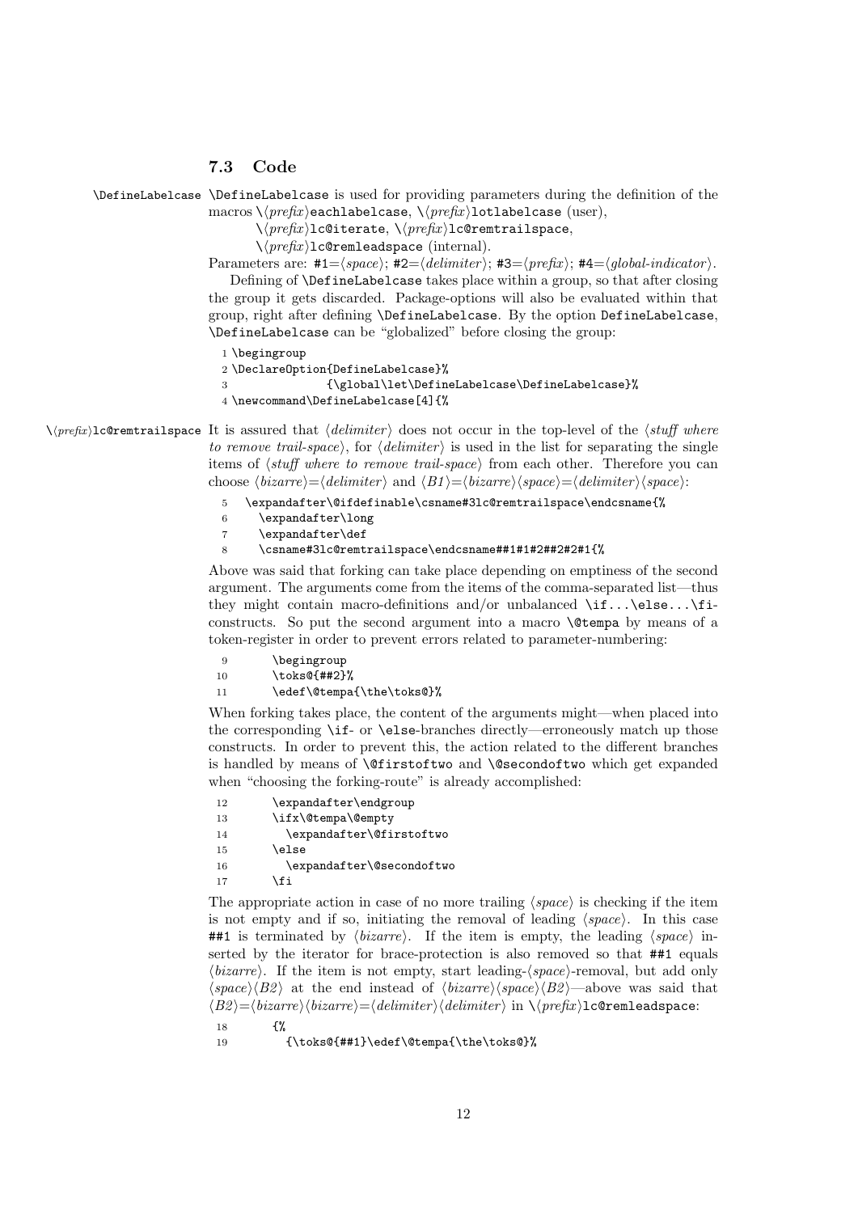### 7.3 Code

\DefineLabelcase \DefineLabelcase is used for providing parameters during the definition of the macros \⟨*prefix*⟩eachlabelcase, \⟨*prefix*⟩lotlabelcase (user),
\⟨*prefix*⟩lc@iterate, \⟨*prefix*⟩lc@remtrailspace,
\⟨*prefix*⟩lc@remleadspace (internal).

Parameters are: #1=⟨*space*⟩; #2=⟨*delimiter*⟩; #3=⟨*prefix*⟩; #4=⟨*global-indicator*⟩.

Defining of \DefineLabelcase takes place within a group, so that after closing the group it gets discarded. Package-options will also be evaluated within that group, right after defining \DefineLabelcase. By the option DefineLabelcase, \DefineLabelcase can be "globalized" before closing the group:

```
1 \begingroup
2 \DeclareOption{DefineLabelcase}%
3              {\global\let\DefineLabelcase\DefineLabelcase}%
4 \newcommand\DefineLabelcase[4]{%
```

\⟨*prefix*⟩lc@remtrailspace It is assured that ⟨*delimiter*⟩ does not occur in the top-level of the ⟨*stuff where to remove trail-space*⟩, for ⟨*delimiter*⟩ is used in the list for separating the single items of ⟨*stuff where to remove trail-space*⟩ from each other. Therefore you can choose ⟨*bizarre*⟩=⟨*delimiter*⟩ and ⟨*B1*⟩=⟨*bizarre*⟩⟨*space*⟩=⟨*delimiter*⟩⟨*space*⟩:

```
5   \expandafter\@ifdefinable\csname#3lc@remtrailspace\endcsname{%
6     \expandafter\long
7     \expandafter\def
8     \csname#3lc@remtrailspace\endcsname##1#1#2##2#2#1{%
```

Above was said that forking can take place depending on emptiness of the second argument. The arguments come from the items of the comma-separated list—thus they might contain macro-definitions and/or unbalanced \if...\else...\fi-constructs. So put the second argument into a macro \@tempa by means of a token-register in order to prevent errors related to parameter-numbering:

```
9       \begingroup
10      \toks@{##2}%
11      \edef\@tempa{\the\toks@}%
```

When forking takes place, the content of the arguments might—when placed into the corresponding \if- or \else-branches directly—erroneously match up those constructs. In order to prevent this, the action related to the different branches is handled by means of \@firstoftwo and \@secondoftwo which get expanded when "choosing the forking-route" is already accomplished:

```
12      \expandafter\endgroup
13      \ifx\@tempa\@empty
14        \expandafter\@firstoftwo
15      \else
16        \expandafter\@secondoftwo
17      \fi
```

The appropriate action in case of no more trailing ⟨*space*⟩ is checking if the item is not empty and if so, initiating the removal of leading ⟨*space*⟩. In this case ##1 is terminated by ⟨*bizarre*⟩. If the item is empty, the leading ⟨*space*⟩ inserted by the iterator for brace-protection is also removed so that ##1 equals ⟨*bizarre*⟩. If the item is not empty, start leading-⟨*space*⟩-removal, but add only ⟨*space*⟩⟨*B2*⟩ at the end instead of ⟨*bizarre*⟩⟨*space*⟩⟨*B2*⟩—above was said that ⟨*B2*⟩=⟨*bizarre*⟩⟨*bizarre*⟩=⟨*delimiter*⟩⟨*delimiter*⟩ in \⟨*prefix*⟩lc@remleadspace:

```
18      {%
19        {\toks@{##1}\edef\@tempa{\the\toks@}%
```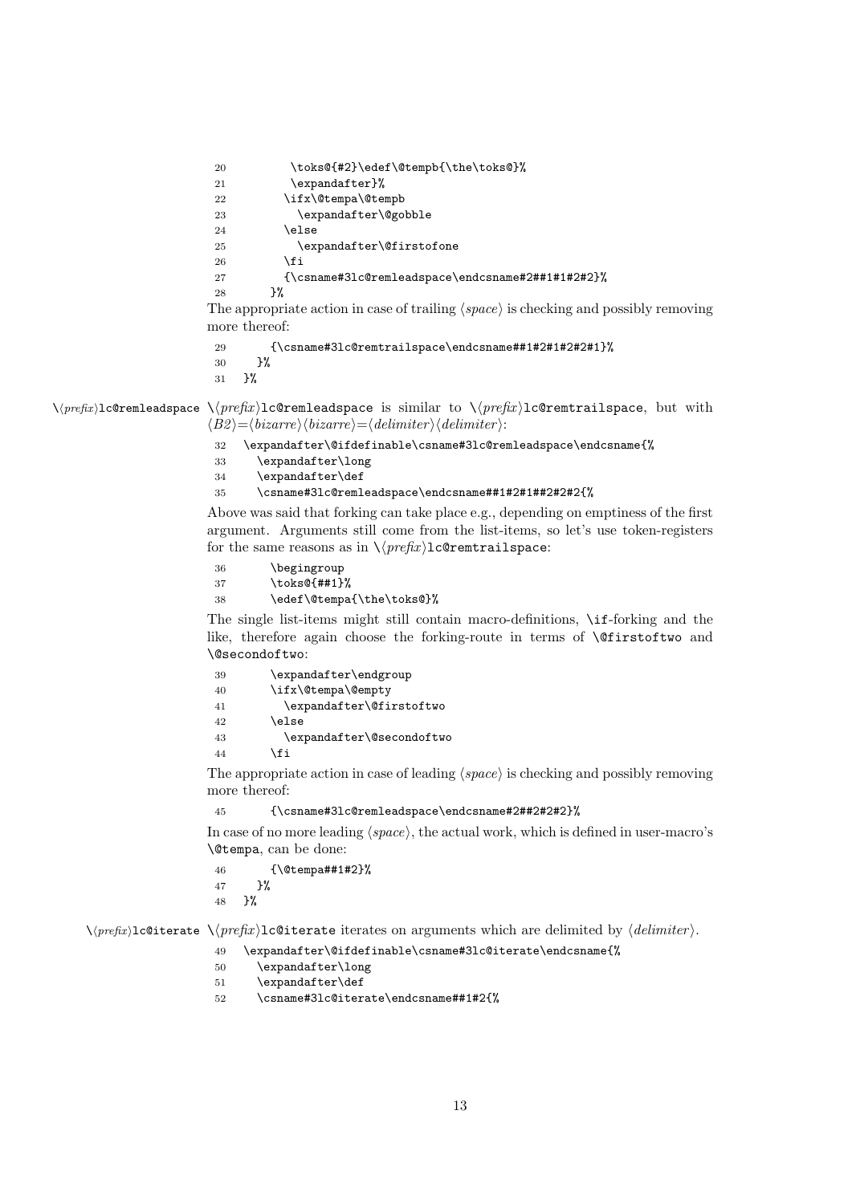```
20          \toks@{#2}\edef\@tempb{\the\toks@}%
21          \expandafter}%
22        \ifx\@tempa\@tempb
23          \expandafter\@gobble
24        \else
25          \expandafter\@firstofone
26        \fi
27        {\csname#3lc@remleadspace\endcsname#2##1#1#2#2}%
28      }%
```

The appropriate action in case of trailing ⟨*space*⟩ is checking and possibly removing more thereof:

```
29      {\csname#3lc@remtrailspace\endcsname##1#2#1#2#2#1}%
30    }%
31  }%
```

\⟨*prefix*⟩lc@remleadspace

\⟨*prefix*⟩lc@remleadspace is similar to \⟨*prefix*⟩lc@remtrailspace, but with ⟨*B2*⟩=⟨*bizarre*⟩⟨*bizarre*⟩=⟨*delimiter*⟩⟨*delimiter*⟩:

```
32  \expandafter\@ifdefinable\csname#3lc@remleadspace\endcsname{%
33    \expandafter\long
34    \expandafter\def
35    \csname#3lc@remleadspace\endcsname##1#2#1##2#2#2{%
```

Above was said that forking can take place e.g., depending on emptiness of the first argument. Arguments still come from the list-items, so let's use token-registers for the same reasons as in \⟨*prefix*⟩lc@remtrailspace:

```
36      \begingroup
37      \toks@{##1}%
38      \edef\@tempa{\the\toks@}%
```

The single list-items might still contain macro-definitions, \if-forking and the like, therefore again choose the forking-route in terms of \@firstoftwo and \@secondoftwo:

```
39      \expandafter\endgroup
40      \ifx\@tempa\@empty
41        \expandafter\@firstoftwo
42      \else
43        \expandafter\@secondoftwo
44      \fi
```

The appropriate action in case of leading ⟨*space*⟩ is checking and possibly removing more thereof:

```
45      {\csname#3lc@remleadspace\endcsname#2##2#2#2}%
```

In case of no more leading ⟨*space*⟩, the actual work, which is defined in user-macro's \@tempa, can be done:

```
46      {\@tempa##1#2}%
47    }%
48  }%
```

\⟨*prefix*⟩lc@iterate

\⟨*prefix*⟩lc@iterate iterates on arguments which are delimited by ⟨*delimiter*⟩.

```
49  \expandafter\@ifdefinable\csname#3lc@iterate\endcsname{%
50    \expandafter\long
51    \expandafter\def
52    \csname#3lc@iterate\endcsname##1#2{%
```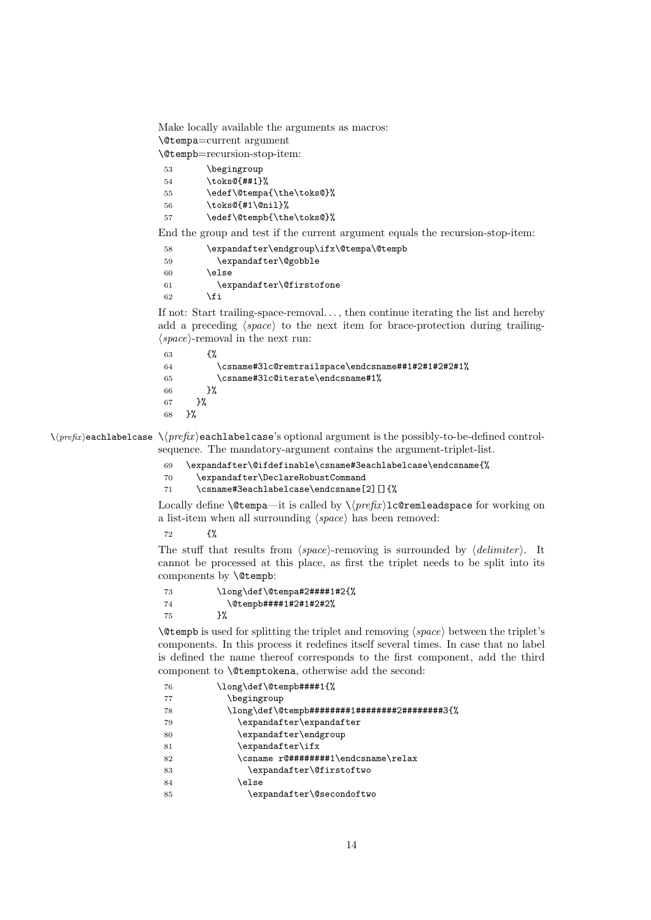Make locally available the arguments as macros:
\@tempa=current argument
\@tempb=recursion-stop-item:

```
53       \begingroup
54       \toks@{##1}%
55       \edef\@tempa{\the\toks@}%
56       \toks@{#1\@nil}%
57       \edef\@tempb{\the\toks@}%
```

End the group and test if the current argument equals the recursion-stop-item:

```
58       \expandafter\endgroup\ifx\@tempa\@tempb
59         \expandafter\@gobble
60       \else
61         \expandafter\@firstofone
62       \fi
```

If not: Start trailing-space-removal..., then continue iterating the list and hereby add a preceding ⟨*space*⟩ to the next item for brace-protection during trailing-⟨*space*⟩-removal in the next run:

```
63       {%
64         \csname#3lc@remtrailspace\endcsname##1#2#1#2#2#1%
65         \csname#3lc@iterate\endcsname#1%
66       }%
67     }%
68   }%
```

\⟨*prefix*⟩eachlabelcase \⟨*prefix*⟩eachlabelcase's optional argument is the possibly-to-be-defined control-sequence. The mandatory-argument contains the argument-triplet-list.

```
69   \expandafter\@ifdefinable\csname#3eachlabelcase\endcsname{%
70     \expandafter\DeclareRobustCommand
71     \csname#3eachlabelcase\endcsname[2][]{%
```

Locally define \@tempa—it is called by \⟨*prefix*⟩lc@remleadspace for working on a list-item when all surrounding ⟨*space*⟩ has been removed:

```
72       {%
```

The stuff that results from ⟨*space*⟩-removing is surrounded by ⟨*delimiter*⟩. It cannot be processed at this place, as first the triplet needs to be split into its components by \@tempb:

```
73         \long\def\@tempa#2####1#2{%
74           \@tempb####1#2#1#2#2%
75         }%
```

\@tempb is used for splitting the triplet and removing ⟨*space*⟩ between the triplet's components. In this process it redefines itself several times. In case that no label is defined the name thereof corresponds to the first component, add the third component to \@temptokena, otherwise add the second:

```
76         \long\def\@tempb####1{%
77           \begingroup
78           \long\def\@tempb########1########2########3{%
79             \expandafter\expandafter
80             \expandafter\endgroup
81             \expandafter\ifx
82             \csname r@########1\endcsname\relax
83               \expandafter\@firstoftwo
84             \else
85               \expandafter\@secondoftwo
```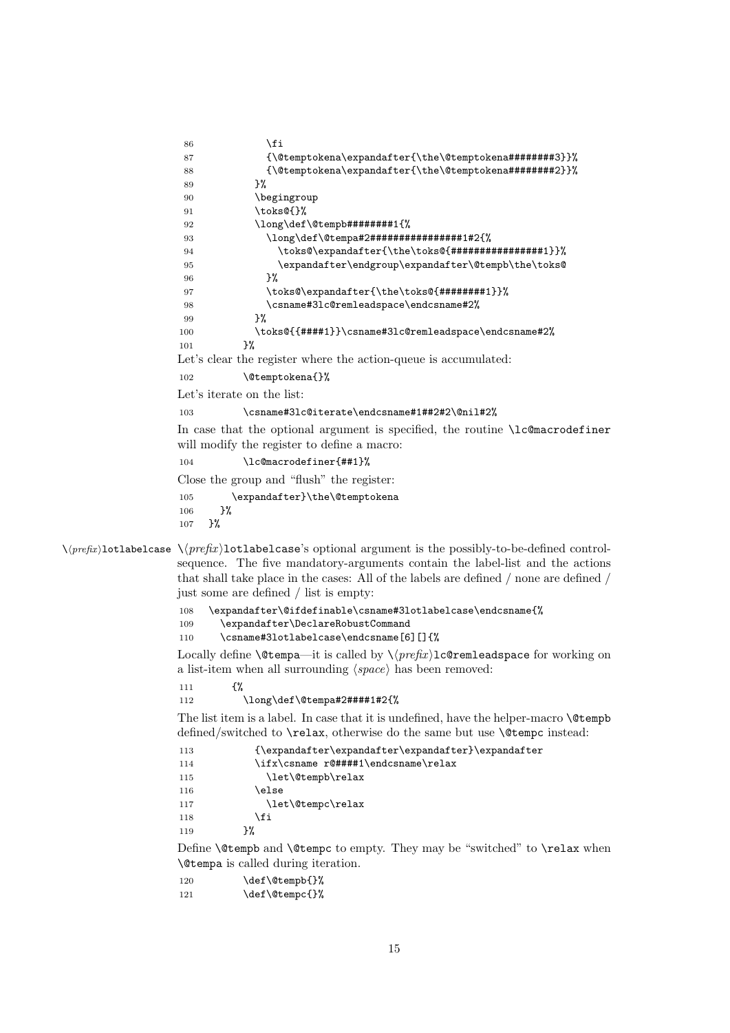```
86            \fi
87            {\@temptokena\expandafter{\the\@temptokena########3}}%
88            {\@temptokena\expandafter{\the\@temptokena########2}}%
89          }%
90          \begingroup
91          \toks@{}%
92          \long\def\@tempb########1{%
93            \long\def\@tempa#2################1#2{%
94              \toks@\expandafter{\the\toks@{################1}}%
95              \expandafter\endgroup\expandafter\@tempb\the\toks@
96            }%
97            \toks@\expandafter{\the\toks@{########1}}%
98            \csname#3lc@remleadspace\endcsname#2%
99          }%
100         \toks@{{####1}}\csname#3lc@remleadspace\endcsname#2%
101       }%
```

Let's clear the register where the action-queue is accumulated:

```
102       \@temptokena{}%
```

Let's iterate on the list:

```
103       \csname#3lc@iterate\endcsname#1##2#2\@nil#2%
```

In case that the optional argument is specified, the routine `\lc@macrodefiner` will modify the register to define a macro:

```
104       \lc@macrodefiner{##1}%
```

Close the group and "flush" the register:

```
105     \expandafter}\the\@temptokena
106   }%
107 }%
```

`\⟨prefix⟩lotlabelcase` `\⟨prefix⟩lotlabelcase`'s optional argument is the possibly-to-be-defined control-sequence. The five mandatory-arguments contain the label-list and the actions that shall take place in the cases: All of the labels are defined / none are defined / just some are defined / list is empty:

```
108 \expandafter\@ifdefinable\csname#3lotlabelcase\endcsname{%
109   \expandafter\DeclareRobustCommand
110   \csname#3lotlabelcase\endcsname[6][]{%
```

Locally define `\@tempa`—it is called by `\⟨prefix⟩lc@remleadspace` for working on a list-item when all surrounding ⟨space⟩ has been removed:

```
111     {%
112       \long\def\@tempa#2####1#2{%
```

The list item is a label. In case that it is undefined, have the helper-macro `\@tempb` defined/switched to `\relax`, otherwise do the same but use `\@tempc` instead:

```
113         {\expandafter\expandafter\expandafter}\expandafter
114         \ifx\csname r@####1\endcsname\relax
115           \let\@tempb\relax
116         \else
117           \let\@tempc\relax
118         \fi
119       }%
```

Define `\@tempb` and `\@tempc` to empty. They may be "switched" to `\relax` when `\@tempa` is called during iteration.

```
120       \def\@tempb{}%
121       \def\@tempc{}%
```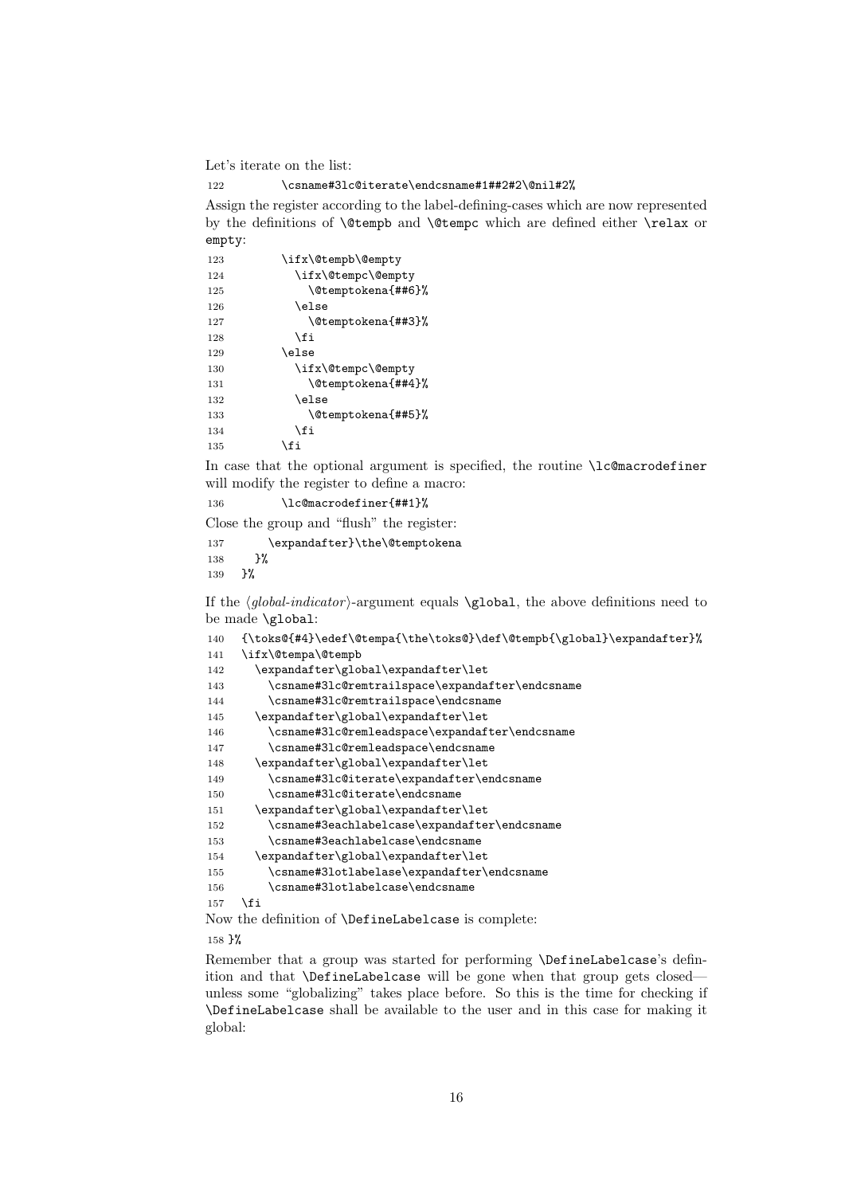Let's iterate on the list:

```
122         \csname#3lc@iterate\endcsname#1##2#2\@nil#2%
```

Assign the register according to the label-defining-cases which are now represented by the definitions of `\@tempb` and `\@tempc` which are defined either `\relax` or `empty`:

```
123         \ifx\@tempb\@empty
124           \ifx\@tempc\@empty
125             \@temptokena{##6}%
126           \else
127             \@temptokena{##3}%
128           \fi
129         \else
130           \ifx\@tempc\@empty
131             \@temptokena{##4}%
132           \else
133             \@temptokena{##5}%
134           \fi
135         \fi
```

In case that the optional argument is specified, the routine `\lc@macrodefiner` will modify the register to define a macro:

```
136         \lc@macrodefiner{##1}%
```

Close the group and "flush" the register:

```
137       \expandafter}\the\@temptokena
138     }%
139   }%
```

If the ⟨*global-indicator*⟩-argument equals `\global`, the above definitions need to be made `\global`:

```
140   {\toks@{#4}\edef\@tempa{\the\toks@}\def\@tempb{\global}\expandafter}%
141   \ifx\@tempa\@tempb
142     \expandafter\global\expandafter\let
143       \csname#3lc@remtrailspace\expandafter\endcsname
144       \csname#3lc@remtrailspace\endcsname
145     \expandafter\global\expandafter\let
146       \csname#3lc@remleadspace\expandafter\endcsname
147       \csname#3lc@remleadspace\endcsname
148     \expandafter\global\expandafter\let
149       \csname#3lc@iterate\expandafter\endcsname
150       \csname#3lc@iterate\endcsname
151     \expandafter\global\expandafter\let
152       \csname#3eachlabelcase\expandafter\endcsname
153       \csname#3eachlabelcase\endcsname
154     \expandafter\global\expandafter\let
155       \csname#3lotlabelase\expandafter\endcsname
156       \csname#3lotlabelcase\endcsname
157   \fi
```

Now the definition of `\DefineLabelcase` is complete:

```
158 }%
```

Remember that a group was started for performing `\DefineLabelcase`'s definition and that `\DefineLabelcase` will be gone when that group gets closed—unless some "globalizing" takes place before. So this is the time for checking if `\DefineLabelcase` shall be available to the user and in this case for making it global: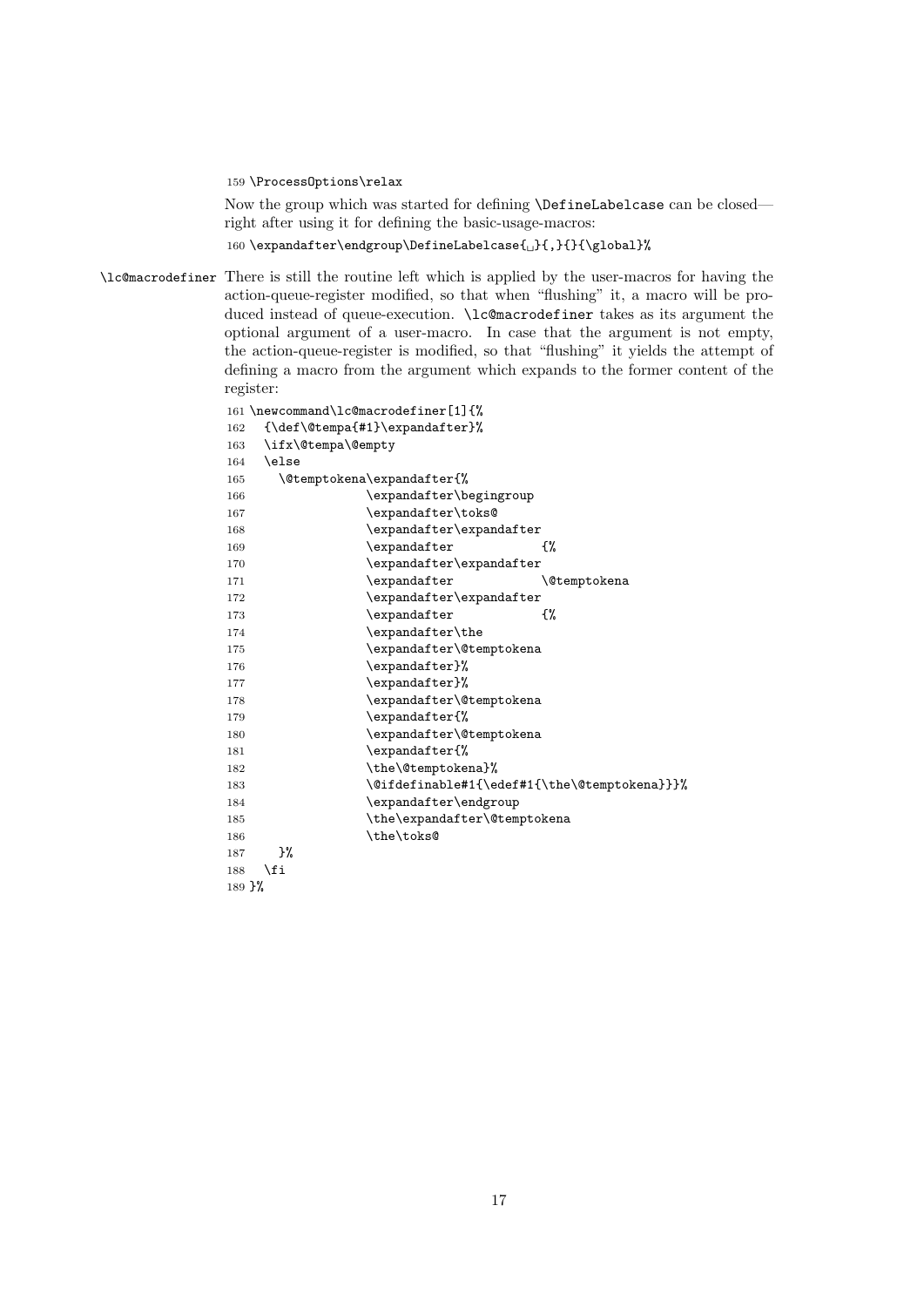```
159 \ProcessOptions\relax
```

Now the group which was started for defining `\DefineLabelcase` can be closed—right after using it for defining the basic-usage-macros:

```
160 \expandafter\endgroup\DefineLabelcase{␣}{,}{}{\global}%
```

`\lc@macrodefiner` There is still the routine left which is applied by the user-macros for having the action-queue-register modified, so that when “flushing” it, a macro will be produced instead of queue-execution. `\lc@macrodefiner` takes as its argument the optional argument of a user-macro. In case that the argument is not empty, the action-queue-register is modified, so that “flushing” it yields the attempt of defining a macro from the argument which expands to the former content of the register:

```
161 \newcommand\lc@macrodefiner[1]{%
162   {\def\@tempa{#1}\expandafter}%
163   \ifx\@tempa\@empty
164   \else
165     \@temptokena\expandafter{%
166                \expandafter\begingroup
167                \expandafter\toks@
168                \expandafter\expandafter
169                \expandafter            {%
170                \expandafter\expandafter
171                \expandafter            \@temptokena
172                \expandafter\expandafter
173                \expandafter            {%
174                \expandafter\the
175                \expandafter\@temptokena
176                \expandafter}%
177                \expandafter}%
178                \expandafter\@temptokena
179                \expandafter{%
180                \expandafter\@temptokena
181                \expandafter{%
182                \the\@temptokena}%
183                \@ifdefinable#1{\edef#1{\the\@temptokena}}}%
184                \expandafter\endgroup
185                \the\expandafter\@temptokena
186                \the\toks@
187     }%
188   \fi
189 }%
```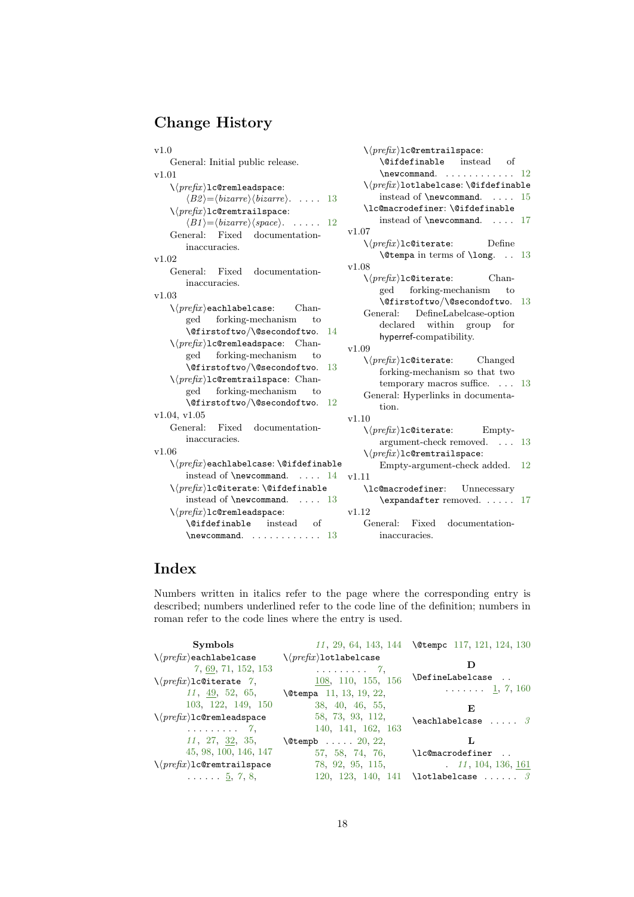## Change History

v1.0

General: Initial public release.

v1.01

\⟨*prefix*⟩lc@remleadspace: ⟨*B2*⟩=⟨*bizarre*⟩⟨*bizarre*⟩. . . . . 13

\⟨*prefix*⟩lc@remtrailspace: ⟨*B1*⟩=⟨*bizarre*⟩⟨*space*⟩. . . . . . 12

General: Fixed documentation-inaccuracies.

v1.02

General: Fixed documentation-inaccuracies.

v1.03

\⟨*prefix*⟩eachlabelcase: Changed forking-mechanism to \@firstoftwo/\@secondoftwo. 14

\⟨*prefix*⟩lc@remleadspace: Changed forking-mechanism to \@firstoftwo/\@secondoftwo. 13

\⟨*prefix*⟩lc@remtrailspace: Changed forking-mechanism to \@firstoftwo/\@secondoftwo. 12

v1.04, v1.05

General: Fixed documentation-inaccuracies.

v1.06

\⟨*prefix*⟩eachlabelcase: \@ifdefinable instead of \newcommand. . . . . 14

\⟨*prefix*⟩lc@iterate: \@ifdefinable instead of \newcommand. . . . . 13

\⟨*prefix*⟩lc@remleadspace: \@ifdefinable instead of \newcommand. . . . . . . . . . . . . 13

\⟨*prefix*⟩lc@remtrailspace: \@ifdefinable instead of \newcommand. . . . . . . . . . . . . 12

\⟨*prefix*⟩lotlabelcase: \@ifdefinable instead of \newcommand. . . . . 15

\lc@macrodefiner: \@ifdefinable instead of \newcommand. . . . . 17

v1.07

\⟨*prefix*⟩lc@iterate: Define \@tempa in terms of \long. . . 13

v1.08

\⟨*prefix*⟩lc@iterate: Changed forking-mechanism to \@firstoftwo/\@secondoftwo. 13

General: DefineLabelcase-option declared within group for hyperref-compatibility.

v1.09

\⟨*prefix*⟩lc@iterate: Changed forking-mechanism so that two temporary macros suffice. . . . 13

General: Hyperlinks in documentation.

v1.10

\⟨*prefix*⟩lc@iterate: Empty-argument-check removed. . . . 13

\⟨*prefix*⟩lc@remtrailspace: Empty-argument-check added. 12

v1.11

\lc@macrodefiner: Unnecessary \expandafter removed. . . . . . 17

v1.12

General: Fixed documentation-inaccuracies.

## Index

Numbers written in italics refer to the page where the corresponding entry is described; numbers underlined refer to the code line of the definition; numbers in roman refer to the code lines where the entry is used.

**Symbols**

\⟨*prefix*⟩eachlabelcase 7, 69, 71, 152, 153

\⟨*prefix*⟩lc@iterate 7, *11*, 49, 52, 65, 103, 122, 149, 150

\⟨*prefix*⟩lc@remleadspace . . . . . . . . . 7, *11*, 27, 32, 35, 45, 98, 100, 146, 147

\⟨*prefix*⟩lc@remtrailspace . . . . . . 5, 7, 8, *11*, 29, 64, 143, 144

\⟨*prefix*⟩lotlabelcase . . . . . . . . . 7, 108, 110, 155, 156

\@tempa 11, 13, 19, 22, 38, 40, 46, 55, 58, 73, 93, 112, 140, 141, 162, 163

\@tempb . . . . . 20, 22, 57, 58, 74, 76, 78, 92, 95, 115, 120, 123, 140, 141

\@tempc 117, 121, 124, 130

**D**

\DefineLabelcase . . . . . . . . . 1, 7, 160

**E**

\eachlabelcase . . . . . *3*

**L**

\lc@macrodefiner . . *11*, 104, 136, 161

\lotlabelcase . . . . . . *3*